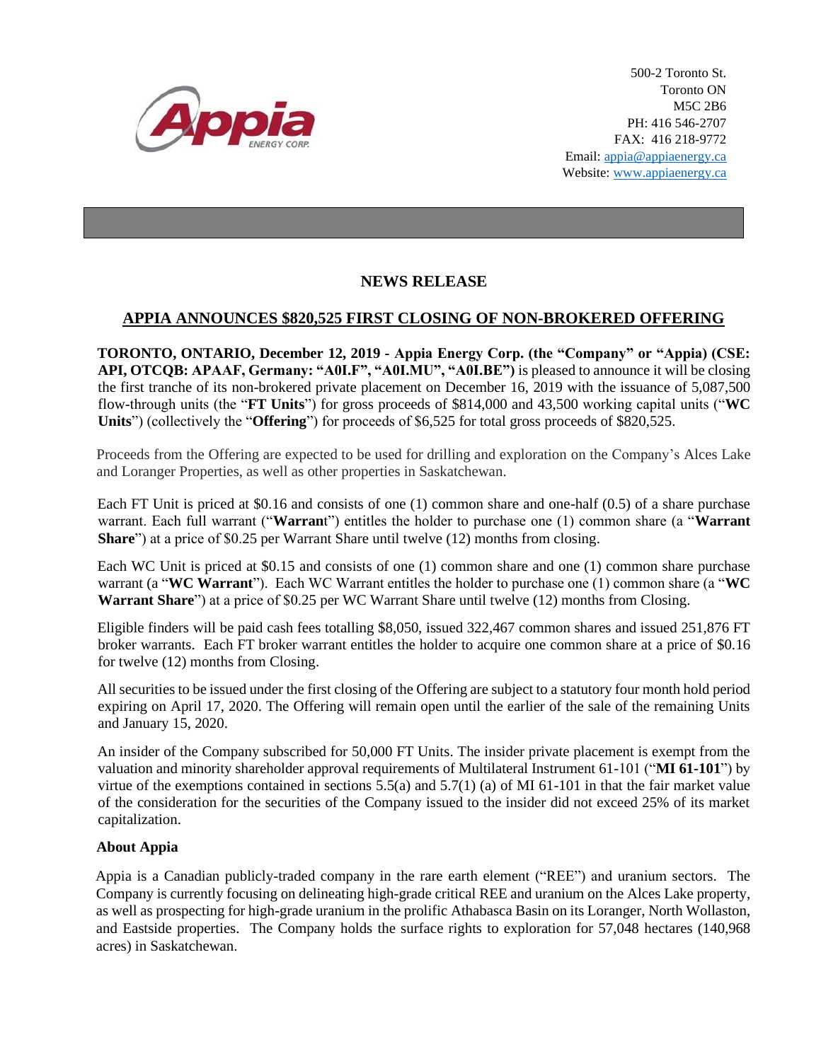500-2 Toronto St.
Toronto ON
M5C 2B6
PH: 416 546-2707
FAX: 416 218-9772
Email: appia@appiaenergy.ca
Website: www.appiaenergy.ca

## NEWS RELEASE

## APPIA ANNOUNCES $820,525 FIRST CLOSING OF NON-BROKERED OFFERING

**TORONTO, ONTARIO, December 12, 2019 - Appia Energy Corp. (the "Company" or "Appia) (CSE: API, OTCQB: APAAF, Germany: "A0I.F", "A0I.MU", "A0I.BE")** is pleased to announce it will be closing the first tranche of its non-brokered private placement on December 16, 2019 with the issuance of 5,087,500 flow-through units (the "**FT Units**") for gross proceeds of $814,000 and 43,500 working capital units ("**WC Units**") (collectively the "**Offering**") for proceeds of $6,525 for total gross proceeds of $820,525.

Proceeds from the Offering are expected to be used for drilling and exploration on the Company's Alces Lake and Loranger Properties, as well as other properties in Saskatchewan.

Each FT Unit is priced at $0.16 and consists of one (1) common share and one-half (0.5) of a share purchase warrant. Each full warrant ("**Warrant**") entitles the holder to purchase one (1) common share (a "**Warrant Share**") at a price of $0.25 per Warrant Share until twelve (12) months from closing.

Each WC Unit is priced at $0.15 and consists of one (1) common share and one (1) common share purchase warrant (a "**WC Warrant**"). Each WC Warrant entitles the holder to purchase one (1) common share (a "**WC Warrant Share**") at a price of $0.25 per WC Warrant Share until twelve (12) months from Closing.

Eligible finders will be paid cash fees totalling $8,050, issued 322,467 common shares and issued 251,876 FT broker warrants. Each FT broker warrant entitles the holder to acquire one common share at a price of $0.16 for twelve (12) months from Closing.

All securities to be issued under the first closing of the Offering are subject to a statutory four month hold period expiring on April 17, 2020. The Offering will remain open until the earlier of the sale of the remaining Units and January 15, 2020.

An insider of the Company subscribed for 50,000 FT Units. The insider private placement is exempt from the valuation and minority shareholder approval requirements of Multilateral Instrument 61-101 ("**MI 61-101**") by virtue of the exemptions contained in sections 5.5(a) and 5.7(1) (a) of MI 61-101 in that the fair market value of the consideration for the securities of the Company issued to the insider did not exceed 25% of its market capitalization.

### About Appia

Appia is a Canadian publicly-traded company in the rare earth element ("REE") and uranium sectors. The Company is currently focusing on delineating high-grade critical REE and uranium on the Alces Lake property, as well as prospecting for high-grade uranium in the prolific Athabasca Basin on its Loranger, North Wollaston, and Eastside properties. The Company holds the surface rights to exploration for 57,048 hectares (140,968 acres) in Saskatchewan.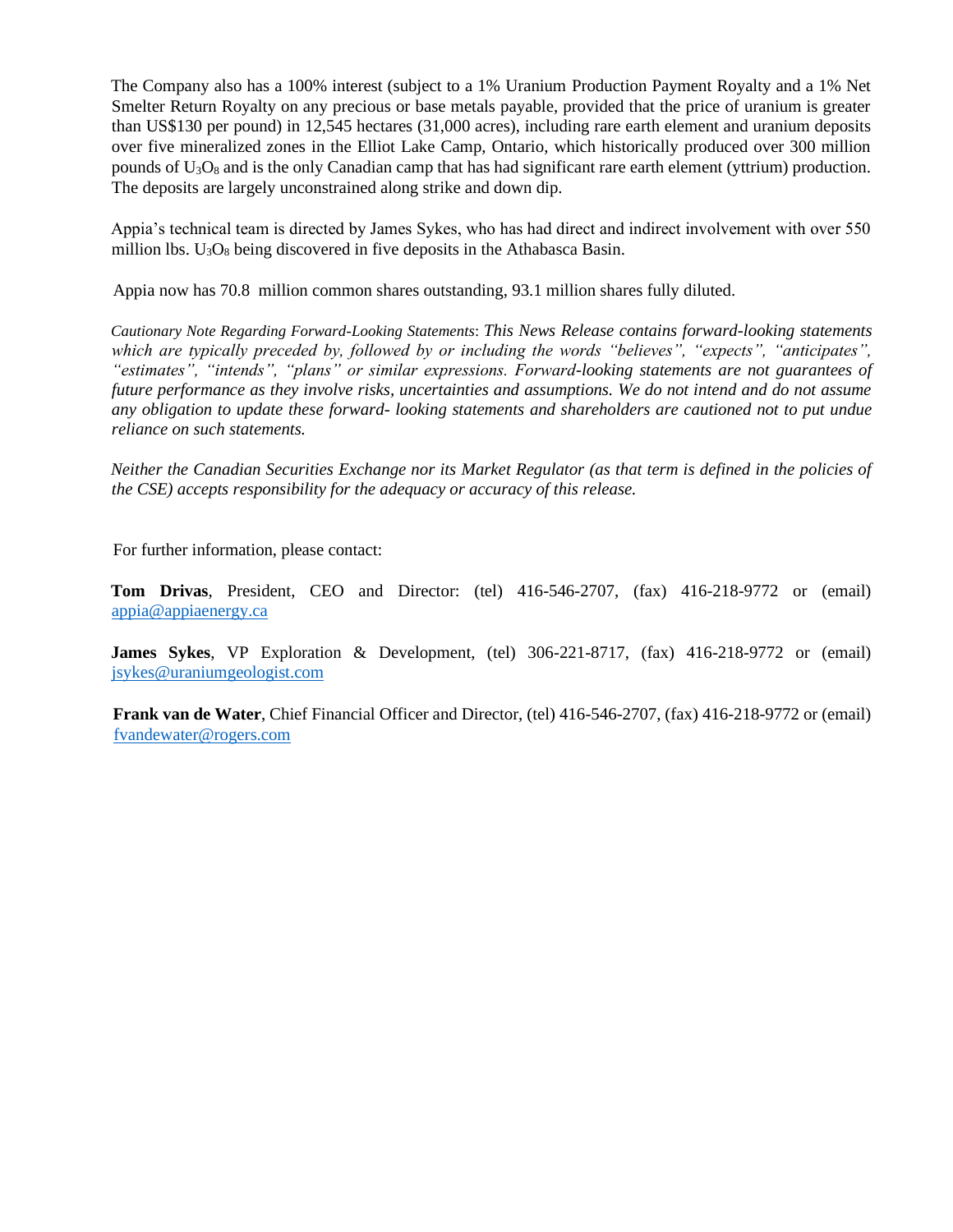The Company also has a 100% interest (subject to a 1% Uranium Production Payment Royalty and a 1% Net Smelter Return Royalty on any precious or base metals payable, provided that the price of uranium is greater than US$130 per pound) in 12,545 hectares (31,000 acres), including rare earth element and uranium deposits over five mineralized zones in the Elliot Lake Camp, Ontario, which historically produced over 300 million pounds of $U_3O_8$ and is the only Canadian camp that has had significant rare earth element (yttrium) production. The deposits are largely unconstrained along strike and down dip.

Appia's technical team is directed by James Sykes, who has had direct and indirect involvement with over 550 million lbs. $U_3O_8$ being discovered in five deposits in the Athabasca Basin.

Appia now has 70.8 million common shares outstanding, 93.1 million shares fully diluted.

*Cautionary Note Regarding Forward-Looking Statements*: *This News Release contains forward-looking statements which are typically preceded by, followed by or including the words "believes", "expects", "anticipates", "estimates", "intends", "plans" or similar expressions. Forward-looking statements are not guarantees of future performance as they involve risks, uncertainties and assumptions. We do not intend and do not assume any obligation to update these forward- looking statements and shareholders are cautioned not to put undue reliance on such statements.*

*Neither the Canadian Securities Exchange nor its Market Regulator (as that term is defined in the policies of the CSE) accepts responsibility for the adequacy or accuracy of this release.*

For further information, please contact:

**Tom Drivas**, President, CEO and Director: (tel) 416-546-2707, (fax) 416-218-9772 or (email) appia@appiaenergy.ca

**James Sykes**, VP Exploration & Development, (tel) 306-221-8717, (fax) 416-218-9772 or (email) jsykes@uraniumgeologist.com

**Frank van de Water**, Chief Financial Officer and Director, (tel) 416-546-2707, (fax) 416-218-9772 or (email) fvandewater@rogers.com